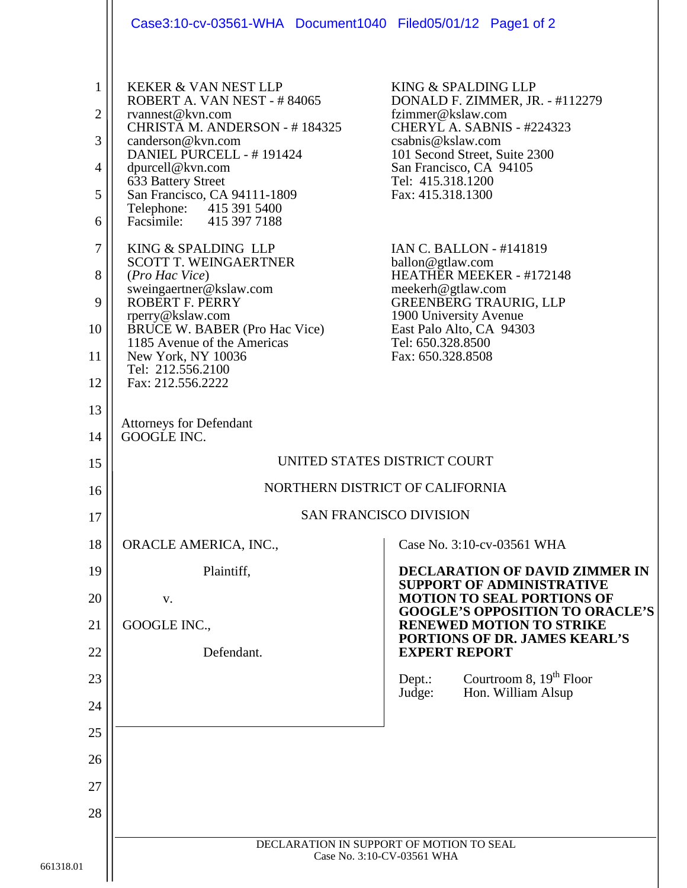KEKER & VAN NEST LLP
ROBERT A. VAN NEST - # 84065
rvannest@kvn.com
CHRISTA M. ANDERSON - # 184325
canderson@kvn.com
DANIEL PURCELL - # 191424
dpurcell@kvn.com
633 Battery Street
San Francisco, CA 94111-1809
Telephone: 415 391 5400
Facsimile: 415 397 7188

KING & SPALDING LLP
SCOTT T. WEINGAERTNER
(*Pro Hac Vice*)
sweingaertner@kslaw.com
ROBERT F. PERRY
rperry@kslaw.com
BRUCE W. BABER (Pro Hac Vice)
1185 Avenue of the Americas
New York, NY 10036
Tel: 212.556.2100
Fax: 212.556.2222

KING & SPALDING LLP
DONALD F. ZIMMER, JR. - #112279
fzimmer@kslaw.com
CHERYL A. SABNIS - #224323
csabnis@kslaw.com
101 Second Street, Suite 2300
San Francisco, CA 94105
Tel: 415.318.1200
Fax: 415.318.1300

IAN C. BALLON - #141819
ballon@gtlaw.com
HEATHER MEEKER - #172148
meekerh@gtlaw.com
GREENBERG TRAURIG, LLP
1900 University Avenue
East Palo Alto, CA 94303
Tel: 650.328.8500
Fax: 650.328.8508

Attorneys for Defendant
GOOGLE INC.

UNITED STATES DISTRICT COURT

NORTHERN DISTRICT OF CALIFORNIA

SAN FRANCISCO DIVISION

ORACLE AMERICA, INC.,

Plaintiff,

v.

GOOGLE INC.,

Defendant.

Case No. 3:10-cv-03561 WHA

**DECLARATION OF DAVID ZIMMER IN SUPPORT OF ADMINISTRATIVE MOTION TO SEAL PORTIONS OF GOOGLE'S OPPOSITION TO ORACLE'S RENEWED MOTION TO STRIKE PORTIONS OF DR. JAMES KEARL'S EXPERT REPORT**

Dept.: Courtroom 8, 19th Floor
Judge: Hon. William Alsup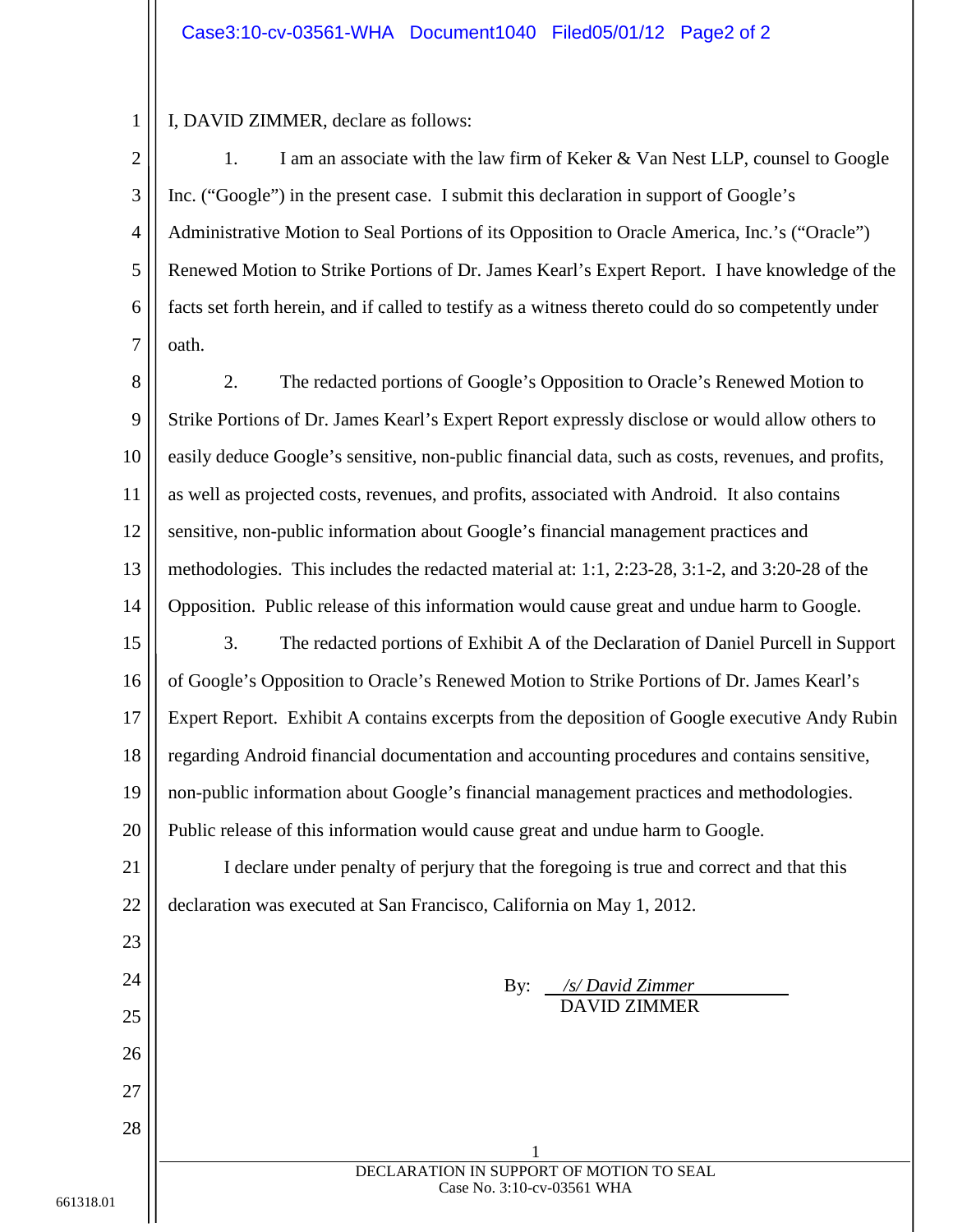I, DAVID ZIMMER, declare as follows:

1. I am an associate with the law firm of Keker & Van Nest LLP, counsel to Google Inc. ("Google") in the present case. I submit this declaration in support of Google's Administrative Motion to Seal Portions of its Opposition to Oracle America, Inc.'s ("Oracle") Renewed Motion to Strike Portions of Dr. James Kearl's Expert Report. I have knowledge of the facts set forth herein, and if called to testify as a witness thereto could do so competently under oath.

2. The redacted portions of Google's Opposition to Oracle's Renewed Motion to Strike Portions of Dr. James Kearl's Expert Report expressly disclose or would allow others to easily deduce Google's sensitive, non-public financial data, such as costs, revenues, and profits, as well as projected costs, revenues, and profits, associated with Android. It also contains sensitive, non-public information about Google's financial management practices and methodologies. This includes the redacted material at: 1:1, 2:23-28, 3:1-2, and 3:20-28 of the Opposition. Public release of this information would cause great and undue harm to Google.

3. The redacted portions of Exhibit A of the Declaration of Daniel Purcell in Support of Google's Opposition to Oracle's Renewed Motion to Strike Portions of Dr. James Kearl's Expert Report. Exhibit A contains excerpts from the deposition of Google executive Andy Rubin regarding Android financial documentation and accounting procedures and contains sensitive, non-public information about Google's financial management practices and methodologies. Public release of this information would cause great and undue harm to Google.

I declare under penalty of perjury that the foregoing is true and correct and that this declaration was executed at San Francisco, California on May 1, 2012.

By: */s/ David Zimmer*
DAVID ZIMMER

DECLARATION IN SUPPORT OF MOTION TO SEAL
Case No. 3:10-cv-03561 WHA

661318.01